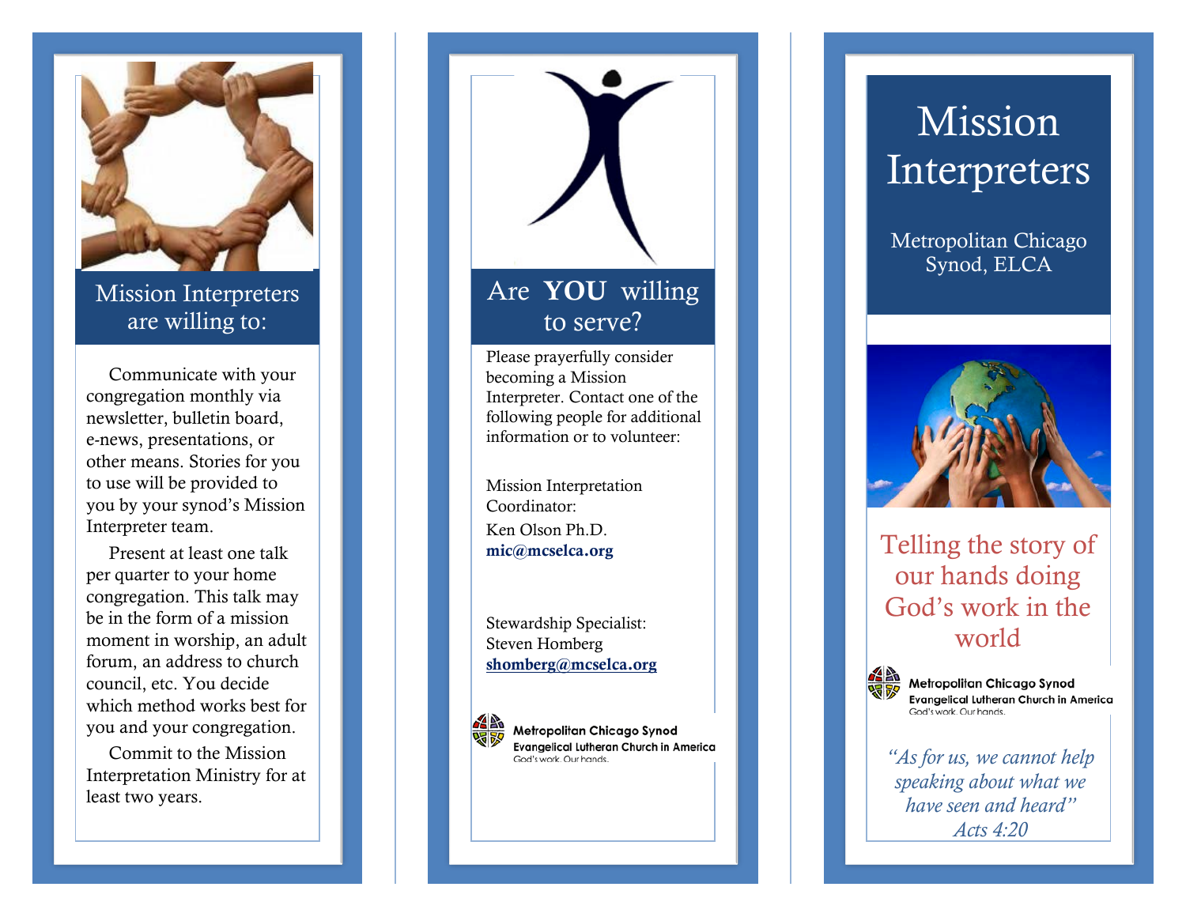## Mission Interpreters are willing to:

Communicate with your congregation monthly via newsletter, bulletin board, e-news, presentations, or other means. Stories for you to use will be provided to you by your synod's Mission Interpreter team.

Present at least one talk per quarter to your home congregation. This talk may be in the form of a mission moment in worship, an adult forum, an address to church council, etc. You decide which method works best for you and your congregation.

Commit to the Mission Interpretation Ministry for at least two years.

## Are **YOU** willing to serve?

Please prayerfully consider becoming a Mission Interpreter. Contact one of the following people for additional information or to volunteer:

Mission Interpretation Coordinator:
Ken Olson Ph.D.
**mic@mcselca.org**

Stewardship Specialist:
Steven Homberg
**shomberg@mcselca.org**

**Metropolitan Chicago Synod**
**Evangelical Lutheran Church in America**
God's work. Our hands.

# Mission Interpreters

Metropolitan Chicago Synod, ELCA

## Telling the story of our hands doing God's work in the world

**Metropolitan Chicago Synod**
**Evangelical Lutheran Church in America**
God's work. Our hands.

*"As for us, we cannot help speaking about what we have seen and heard"*
*Acts 4:20*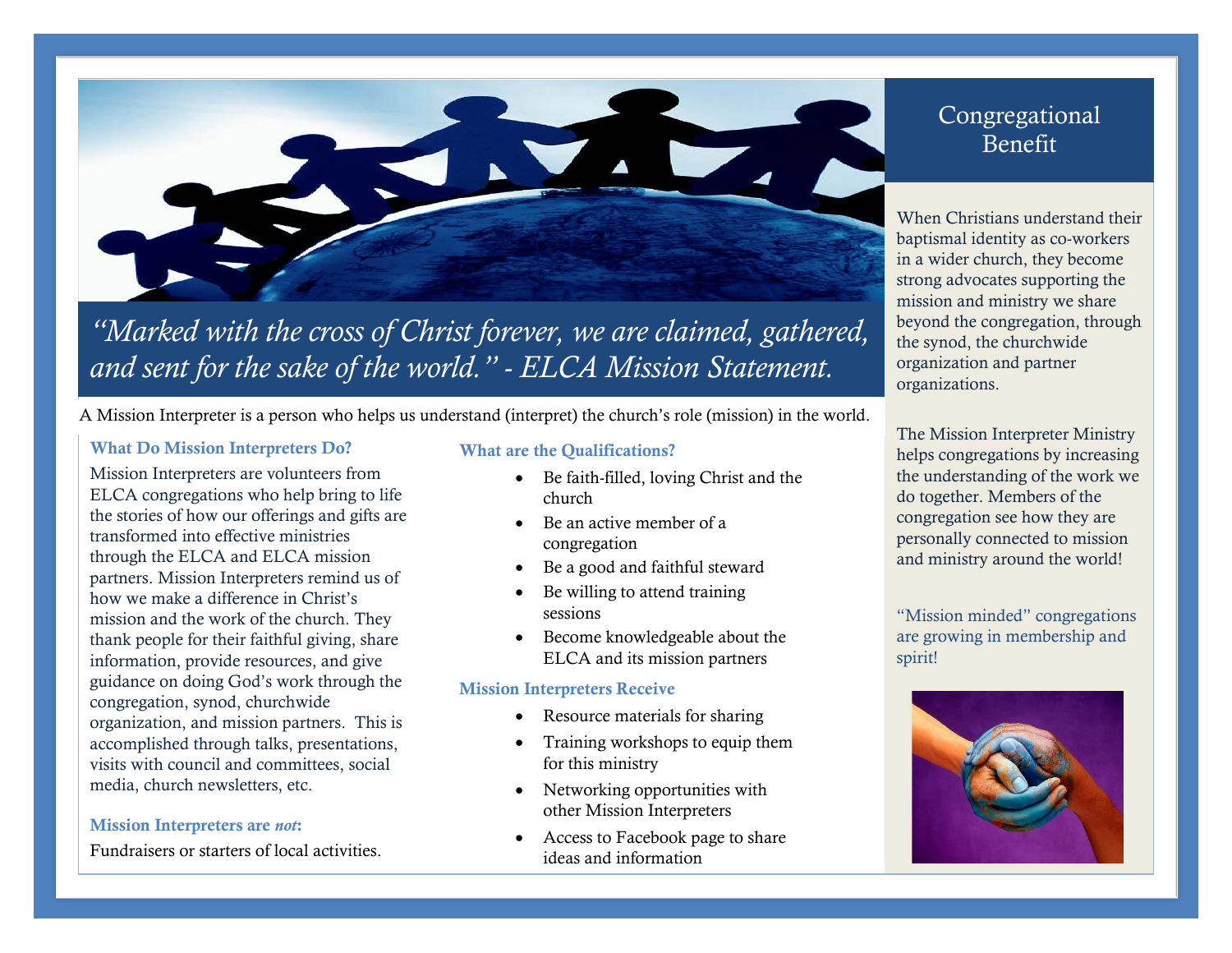*"Marked with the cross of Christ forever, we are claimed, gathered, and sent for the sake of the world." - ELCA Mission Statement.*

A Mission Interpreter is a person who helps us understand (interpret) the church's role (mission) in the world.

### What Do Mission Interpreters Do?

Mission Interpreters are volunteers from ELCA congregations who help bring to life the stories of how our offerings and gifts are transformed into effective ministries through the ELCA and ELCA mission partners. Mission Interpreters remind us of how we make a difference in Christ's mission and the work of the church. They thank people for their faithful giving, share information, provide resources, and give guidance on doing God's work through the congregation, synod, churchwide organization, and mission partners. This is accomplished through talks, presentations, visits with council and committees, social media, church newsletters, etc.

### Mission Interpreters are *not*:

Fundraisers or starters of local activities.

### What are the Qualifications?

- Be faith-filled, loving Christ and the church
- Be an active member of a congregation
- Be a good and faithful steward
- Be willing to attend training sessions
- Become knowledgeable about the ELCA and its mission partners

### Mission Interpreters Receive

- Resource materials for sharing
- Training workshops to equip them for this ministry
- Networking opportunities with other Mission Interpreters
- Access to Facebook page to share ideas and information

## Congregational Benefit

When Christians understand their baptismal identity as co-workers in a wider church, they become strong advocates supporting the mission and ministry we share beyond the congregation, through the synod, the churchwide organization and partner organizations.

The Mission Interpreter Ministry helps congregations by increasing the understanding of the work we do together. Members of the congregation see how they are personally connected to mission and ministry around the world!

"Mission minded" congregations are growing in membership and spirit!